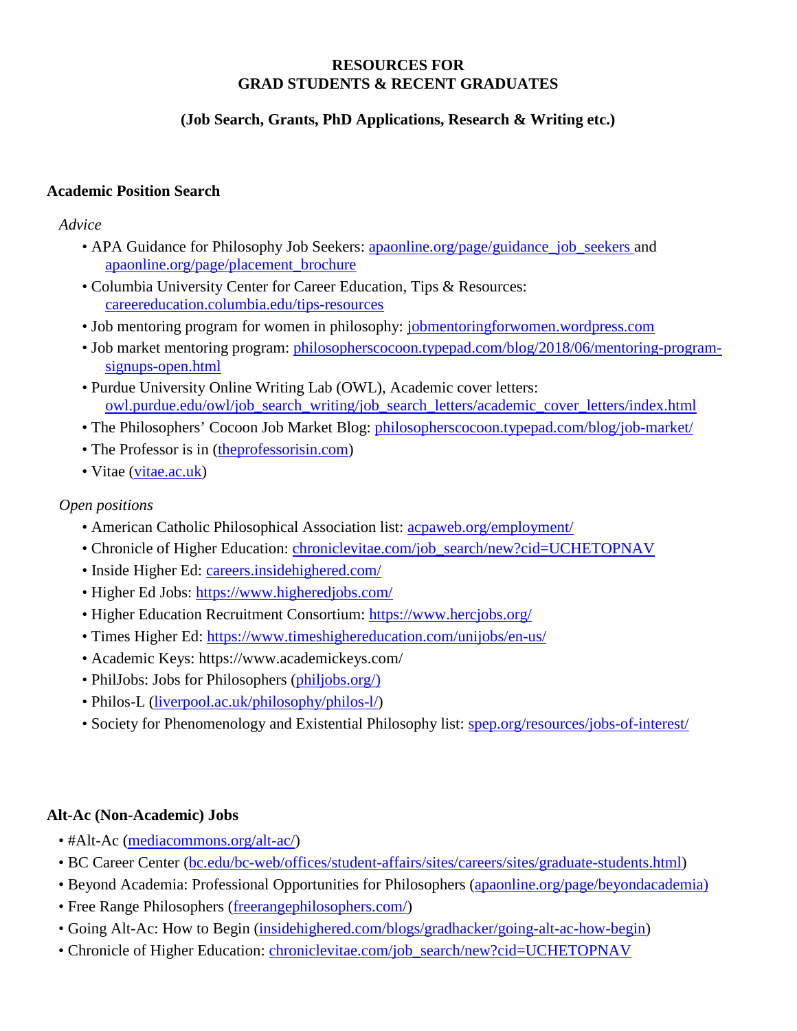# RESOURCES FOR GRAD STUDENTS & RECENT GRADUATES

## (Job Search, Grants, PhD Applications, Research & Writing etc.)

### Academic Position Search

*Advice*

- APA Guidance for Philosophy Job Seekers: apaonline.org/page/guidance_job_seekers and apaonline.org/page/placement_brochure
- Columbia University Center for Career Education, Tips & Resources: careereducation.columbia.edu/tips-resources
- Job mentoring program for women in philosophy: jobmentoringforwomen.wordpress.com
- Job market mentoring program: philosopherscocoon.typepad.com/blog/2018/06/mentoring-program-signups-open.html
- Purdue University Online Writing Lab (OWL), Academic cover letters: owl.purdue.edu/owl/job_search_writing/job_search_letters/academic_cover_letters/index.html
- The Philosophers' Cocoon Job Market Blog: philosopherscocoon.typepad.com/blog/job-market/
- The Professor is in (theprofessorisin.com)
- Vitae (vitae.ac.uk)

*Open positions*

- American Catholic Philosophical Association list: acpaweb.org/employment/
- Chronicle of Higher Education: chroniclevitae.com/job_search/new?cid=UCHETOPNAV
- Inside Higher Ed: careers.insidehighered.com/
- Higher Ed Jobs: https://www.higheredjobs.com/
- Higher Education Recruitment Consortium: https://www.hercjobs.org/
- Times Higher Ed: https://www.timeshighereducation.com/unijobs/en-us/
- Academic Keys: https://www.academickeys.com/
- PhilJobs: Jobs for Philosophers (philjobs.org/)
- Philos-L (liverpool.ac.uk/philosophy/philos-l/)
- Society for Phenomenology and Existential Philosophy list: spep.org/resources/jobs-of-interest/

### Alt-Ac (Non-Academic) Jobs

- #Alt-Ac (mediacommons.org/alt-ac/)
- BC Career Center (bc.edu/bc-web/offices/student-affairs/sites/careers/sites/graduate-students.html)
- Beyond Academia: Professional Opportunities for Philosophers (apaonline.org/page/beyondacademia)
- Free Range Philosophers (freerangephilosophers.com/)
- Going Alt-Ac: How to Begin (insidehighered.com/blogs/gradhacker/going-alt-ac-how-begin)
- Chronicle of Higher Education: chroniclevitae.com/job_search/new?cid=UCHETOPNAV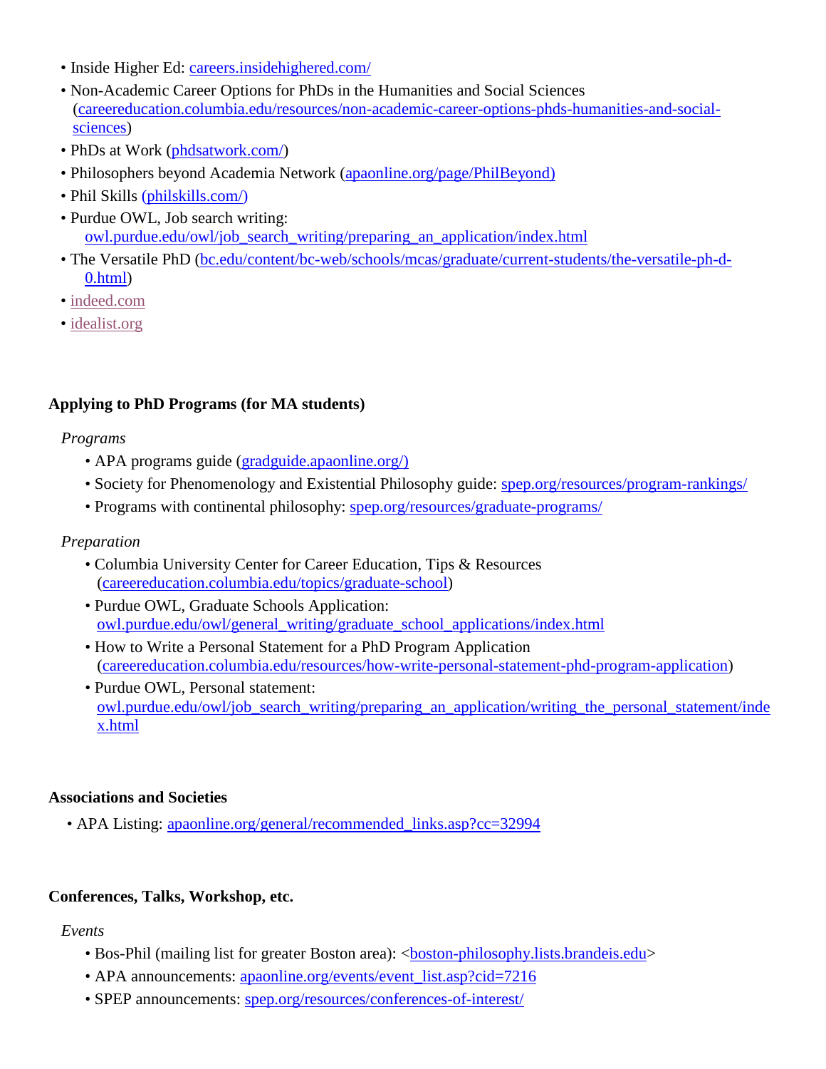- Inside Higher Ed: careers.insidehighered.com/
- Non-Academic Career Options for PhDs in the Humanities and Social Sciences (careereducation.columbia.edu/resources/non-academic-career-options-phds-humanities-and-social-sciences)
- PhDs at Work (phdsatwork.com/)
- Philosophers beyond Academia Network (apaonline.org/page/PhilBeyond)
- Phil Skills (philskills.com/)
- Purdue OWL, Job search writing: owl.purdue.edu/owl/job_search_writing/preparing_an_application/index.html
- The Versatile PhD (bc.edu/content/bc-web/schools/mcas/graduate/current-students/the-versatile-ph-d-0.html)
- indeed.com
- idealist.org

**Applying to PhD Programs (for MA students)**

*Programs*

- APA programs guide (gradguide.apaonline.org/)
- Society for Phenomenology and Existential Philosophy guide: spep.org/resources/program-rankings/
- Programs with continental philosophy: spep.org/resources/graduate-programs/

*Preparation*

- Columbia University Center for Career Education, Tips & Resources (careereducation.columbia.edu/topics/graduate-school)
- Purdue OWL, Graduate Schools Application: owl.purdue.edu/owl/general_writing/graduate_school_applications/index.html
- How to Write a Personal Statement for a PhD Program Application (careereducation.columbia.edu/resources/how-write-personal-statement-phd-program-application)
- Purdue OWL, Personal statement: owl.purdue.edu/owl/job_search_writing/preparing_an_application/writing_the_personal_statement/index.html

**Associations and Societies**

- APA Listing: apaonline.org/general/recommended_links.asp?cc=32994

**Conferences, Talks, Workshop, etc.**

*Events*

- Bos-Phil (mailing list for greater Boston area): <boston-philosophy.lists.brandeis.edu>
- APA announcements: apaonline.org/events/event_list.asp?cid=7216
- SPEP announcements: spep.org/resources/conferences-of-interest/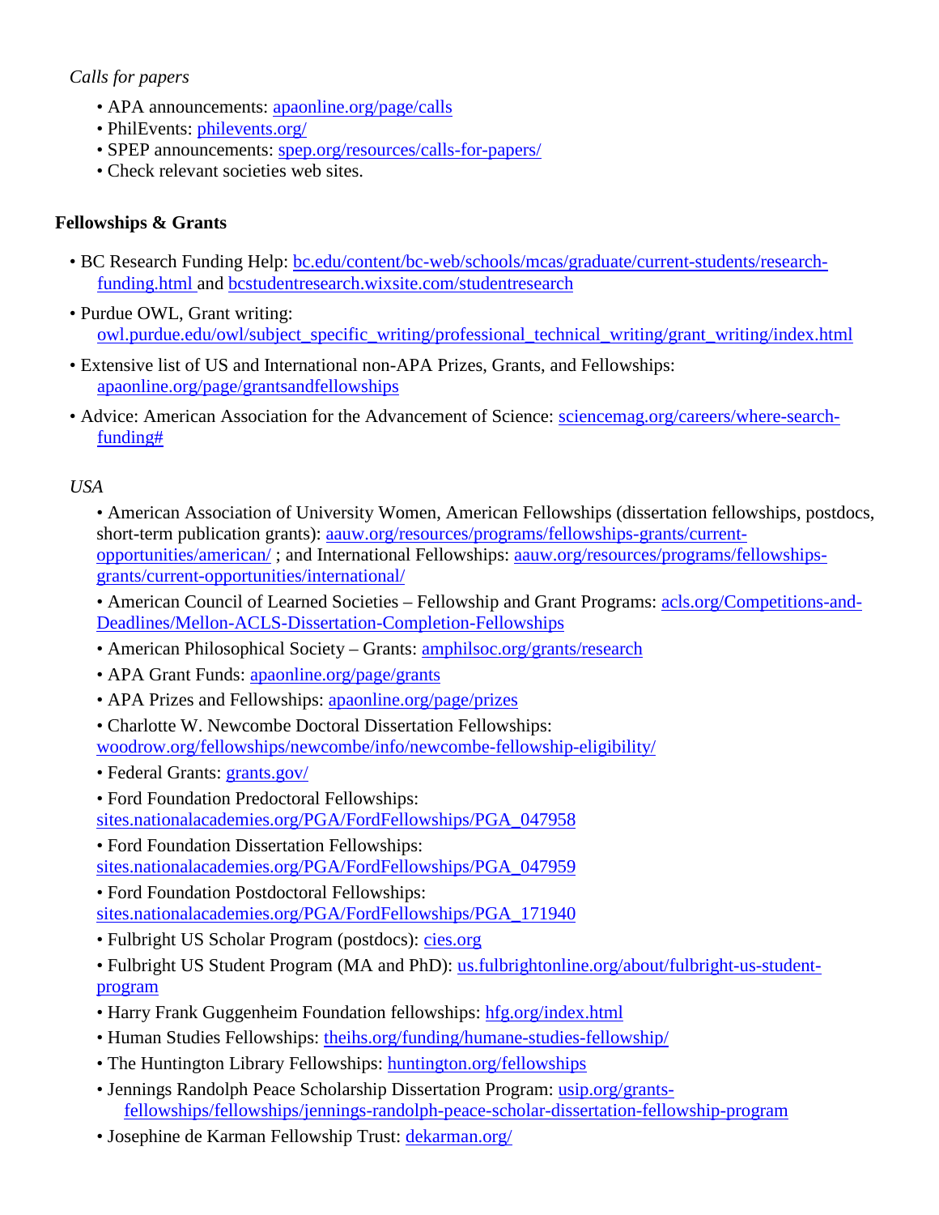*Calls for papers*

- APA announcements: apaonline.org/page/calls
- PhilEvents: philevents.org/
- SPEP announcements: spep.org/resources/calls-for-papers/
- Check relevant societies web sites.

**Fellowships & Grants**

- BC Research Funding Help: bc.edu/content/bc-web/schools/mcas/graduate/current-students/research-funding.html and bcstudentresearch.wixsite.com/studentresearch
- Purdue OWL, Grant writing: owl.purdue.edu/owl/subject_specific_writing/professional_technical_writing/grant_writing/index.html
- Extensive list of US and International non-APA Prizes, Grants, and Fellowships: apaonline.org/page/grantsandfellowships
- Advice: American Association for the Advancement of Science: sciencemag.org/careers/where-search-funding#

*USA*

- American Association of University Women, American Fellowships (dissertation fellowships, postdocs, short-term publication grants): aauw.org/resources/programs/fellowships-grants/current-opportunities/american/ ; and International Fellowships: aauw.org/resources/programs/fellowships-grants/current-opportunities/international/
- American Council of Learned Societies – Fellowship and Grant Programs: acls.org/Competitions-and-Deadlines/Mellon-ACLS-Dissertation-Completion-Fellowships
- American Philosophical Society – Grants: amphilsoc.org/grants/research
- APA Grant Funds: apaonline.org/page/grants
- APA Prizes and Fellowships: apaonline.org/page/prizes
- Charlotte W. Newcombe Doctoral Dissertation Fellowships: woodrow.org/fellowships/newcombe/info/newcombe-fellowship-eligibility/
- Federal Grants: grants.gov/
- Ford Foundation Predoctoral Fellowships: sites.nationalacademies.org/PGA/FordFellowships/PGA_047958
- Ford Foundation Dissertation Fellowships: sites.nationalacademies.org/PGA/FordFellowships/PGA_047959
- Ford Foundation Postdoctoral Fellowships: sites.nationalacademies.org/PGA/FordFellowships/PGA_171940
- Fulbright US Scholar Program (postdocs): cies.org
- Fulbright US Student Program (MA and PhD): us.fulbrightonline.org/about/fulbright-us-student-program
- Harry Frank Guggenheim Foundation fellowships: hfg.org/index.html
- Human Studies Fellowships: theihs.org/funding/humane-studies-fellowship/
- The Huntington Library Fellowships: huntington.org/fellowships
- Jennings Randolph Peace Scholarship Dissertation Program: usip.org/grants-fellowships/fellowships/jennings-randolph-peace-scholar-dissertation-fellowship-program
- Josephine de Karman Fellowship Trust: dekarman.org/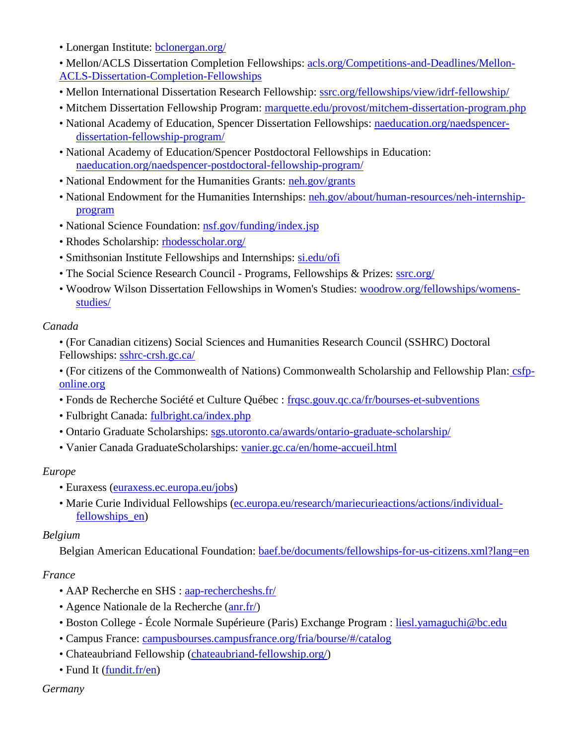- Lonergan Institute: bclonergan.org/
- Mellon/ACLS Dissertation Completion Fellowships: acls.org/Competitions-and-Deadlines/Mellon-ACLS-Dissertation-Completion-Fellowships
- Mellon International Dissertation Research Fellowship: ssrc.org/fellowships/view/idrf-fellowship/
- Mitchem Dissertation Fellowship Program: marquette.edu/provost/mitchem-dissertation-program.php
- National Academy of Education, Spencer Dissertation Fellowships: naeducation.org/naedspencer-dissertation-fellowship-program/
- National Academy of Education/Spencer Postdoctoral Fellowships in Education: naeducation.org/naedspencer-postdoctoral-fellowship-program/
- National Endowment for the Humanities Grants: neh.gov/grants
- National Endowment for the Humanities Internships: neh.gov/about/human-resources/neh-internship-program
- National Science Foundation: nsf.gov/funding/index.jsp
- Rhodes Scholarship: rhodesscholar.org/
- Smithsonian Institute Fellowships and Internships: si.edu/ofi
- The Social Science Research Council - Programs, Fellowships & Prizes: ssrc.org/
- Woodrow Wilson Dissertation Fellowships in Women's Studies: woodrow.org/fellowships/womens-studies/

*Canada*

- (For Canadian citizens) Social Sciences and Humanities Research Council (SSHRC) Doctoral Fellowships: sshrc-crsh.gc.ca/
- (For citizens of the Commonwealth of Nations) Commonwealth Scholarship and Fellowship Plan: csfp-online.org
- Fonds de Recherche Société et Culture Québec : frqsc.gouv.qc.ca/fr/bourses-et-subventions
- Fulbright Canada: fulbright.ca/index.php
- Ontario Graduate Scholarships: sgs.utoronto.ca/awards/ontario-graduate-scholarship/
- Vanier Canada GraduateScholarships: vanier.gc.ca/en/home-accueil.html

*Europe*

- Euraxess (euraxess.ec.europa.eu/jobs)
- Marie Curie Individual Fellowships (ec.europa.eu/research/mariecurieactions/actions/individual-fellowships_en)

*Belgium*

Belgian American Educational Foundation: baef.be/documents/fellowships-for-us-citizens.xml?lang=en

*France*

- AAP Recherche en SHS : aap-rechercheshs.fr/
- Agence Nationale de la Recherche (anr.fr/)
- Boston College - École Normale Supérieure (Paris) Exchange Program : liesl.yamaguchi@bc.edu
- Campus France: campusbourses.campusfrance.org/fria/bourse/#/catalog
- Chateaubriand Fellowship (chateaubriand-fellowship.org/)
- Fund It (fundit.fr/en)

*Germany*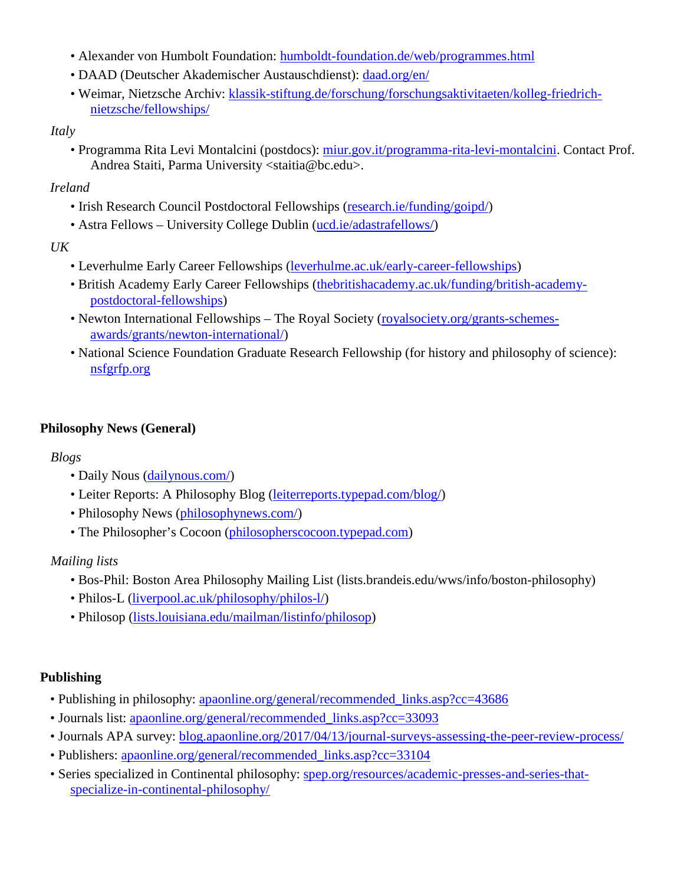- Alexander von Humbolt Foundation: humboldt-foundation.de/web/programmes.html
- DAAD (Deutscher Akademischer Austauschdienst): daad.org/en/
- Weimar, Nietzsche Archiv: klassik-stiftung.de/forschung/forschungsaktivitaeten/kolleg-friedrich-nietzsche/fellowships/

*Italy*

- Programma Rita Levi Montalcini (postdocs): miur.gov.it/programma-rita-levi-montalcini. Contact Prof. Andrea Staiti, Parma University <staitia@bc.edu>.

*Ireland*

- Irish Research Council Postdoctoral Fellowships (research.ie/funding/goipd/)
- Astra Fellows – University College Dublin (ucd.ie/adastrafellows/)

*UK*

- Leverhulme Early Career Fellowships (leverhulme.ac.uk/early-career-fellowships)
- British Academy Early Career Fellowships (thebritishacademy.ac.uk/funding/british-academy-postdoctoral-fellowships)
- Newton International Fellowships – The Royal Society (royalsociety.org/grants-schemes-awards/grants/newton-international/)
- National Science Foundation Graduate Research Fellowship (for history and philosophy of science): nsfgrfp.org

**Philosophy News (General)**

*Blogs*

- Daily Nous (dailynous.com/)
- Leiter Reports: A Philosophy Blog (leiterreports.typepad.com/blog/)
- Philosophy News (philosophynews.com/)
- The Philosopher's Cocoon (philosopherscocoon.typepad.com)

*Mailing lists*

- Bos-Phil: Boston Area Philosophy Mailing List (lists.brandeis.edu/wws/info/boston-philosophy)
- Philos-L (liverpool.ac.uk/philosophy/philos-l/)
- Philosop (lists.louisiana.edu/mailman/listinfo/philosop)

**Publishing**

- Publishing in philosophy: apaonline.org/general/recommended_links.asp?cc=43686
- Journals list: apaonline.org/general/recommended_links.asp?cc=33093
- Journals APA survey: blog.apaonline.org/2017/04/13/journal-surveys-assessing-the-peer-review-process/
- Publishers: apaonline.org/general/recommended_links.asp?cc=33104
- Series specialized in Continental philosophy: spep.org/resources/academic-presses-and-series-that-specialize-in-continental-philosophy/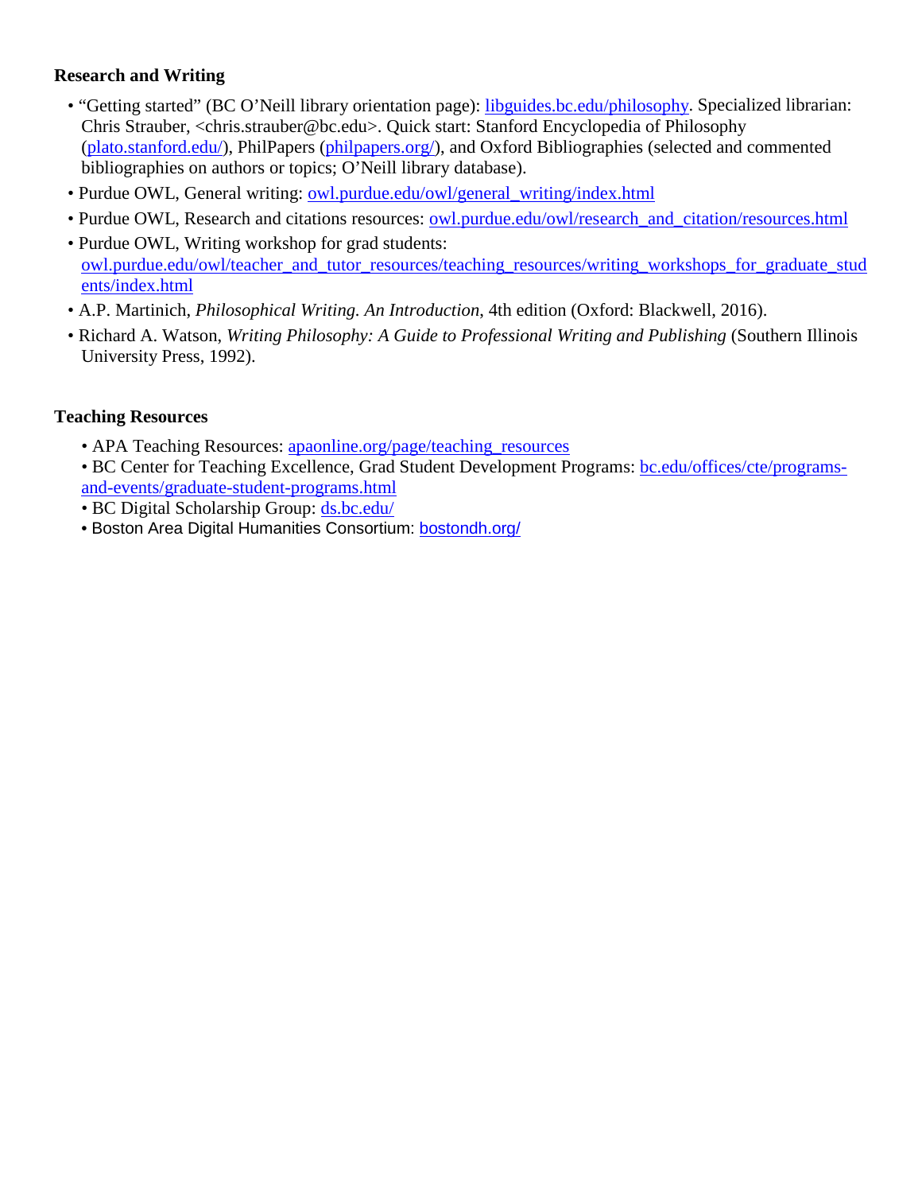**Research and Writing**

- “Getting started” (BC O’Neill library orientation page): libguides.bc.edu/philosophy. Specialized librarian: Chris Strauber, <chris.strauber@bc.edu>. Quick start: Stanford Encyclopedia of Philosophy (plato.stanford.edu/), PhilPapers (philpapers.org/), and Oxford Bibliographies (selected and commented bibliographies on authors or topics; O’Neill library database).
- Purdue OWL, General writing: owl.purdue.edu/owl/general_writing/index.html
- Purdue OWL, Research and citations resources: owl.purdue.edu/owl/research_and_citation/resources.html
- Purdue OWL, Writing workshop for grad students: owl.purdue.edu/owl/teacher_and_tutor_resources/teaching_resources/writing_workshops_for_graduate_students/index.html
- A.P. Martinich, *Philosophical Writing. An Introduction*, 4th edition (Oxford: Blackwell, 2016).
- Richard A. Watson, *Writing Philosophy: A Guide to Professional Writing and Publishing* (Southern Illinois University Press, 1992).

**Teaching Resources**

- APA Teaching Resources: apaonline.org/page/teaching_resources
- BC Center for Teaching Excellence, Grad Student Development Programs: bc.edu/offices/cte/programs-and-events/graduate-student-programs.html
- BC Digital Scholarship Group: ds.bc.edu/
- Boston Area Digital Humanities Consortium: bostondh.org/